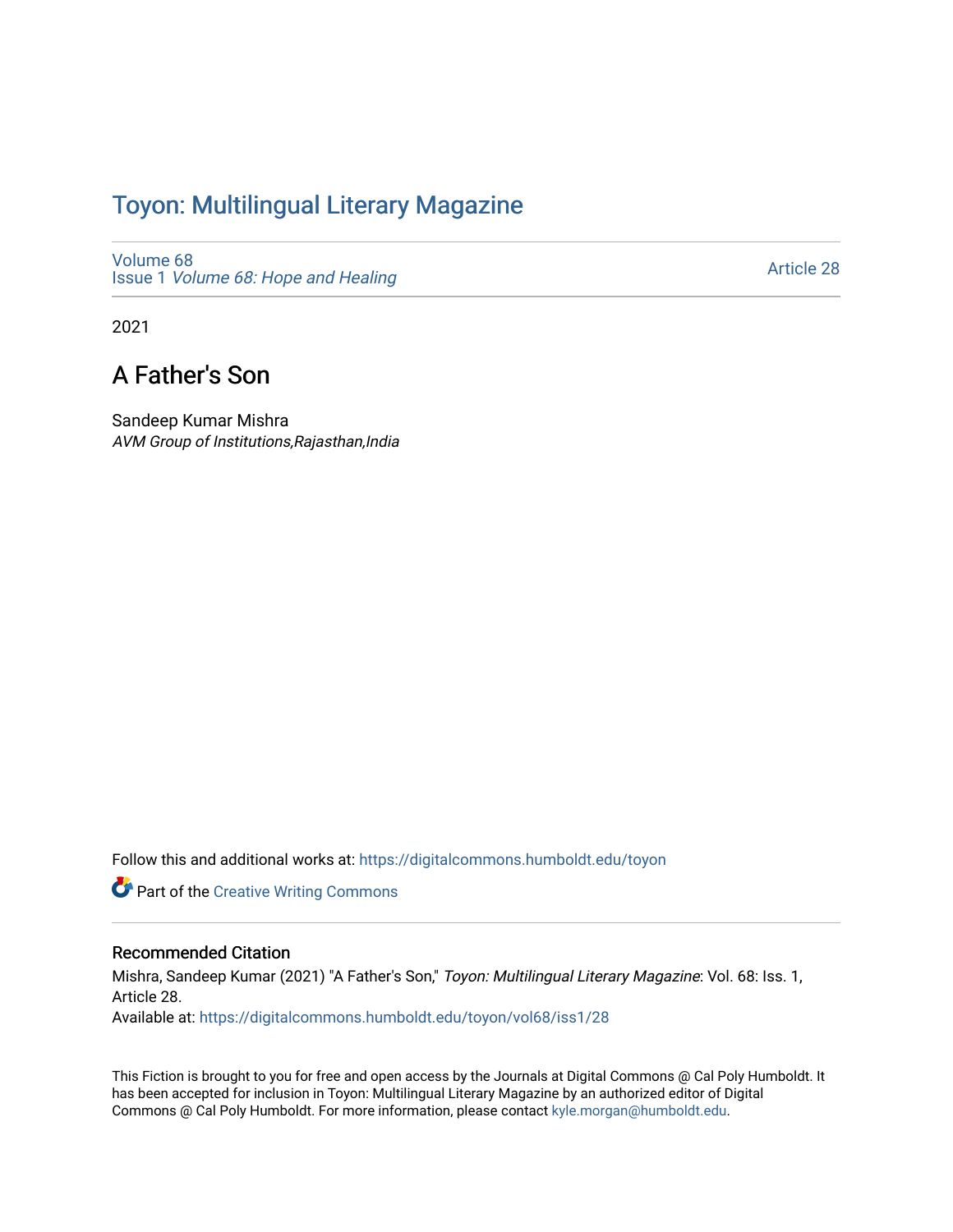# Toyon: Multilingual Literary Magazine

Volume 68
Issue 1 *Volume 68: Hope and Healing*

Article 28

2021

## A Father's Son

Sandeep Kumar Mishra
*AVM Group of Institutions,Rajasthan,India*

Follow this and additional works at: https://digitalcommons.humboldt.edu/toyon

Part of the Creative Writing Commons

### Recommended Citation

Mishra, Sandeep Kumar (2021) "A Father's Son," *Toyon: Multilingual Literary Magazine*: Vol. 68: Iss. 1, Article 28.
Available at: https://digitalcommons.humboldt.edu/toyon/vol68/iss1/28

This Fiction is brought to you for free and open access by the Journals at Digital Commons @ Cal Poly Humboldt. It has been accepted for inclusion in Toyon: Multilingual Literary Magazine by an authorized editor of Digital Commons @ Cal Poly Humboldt. For more information, please contact kyle.morgan@humboldt.edu.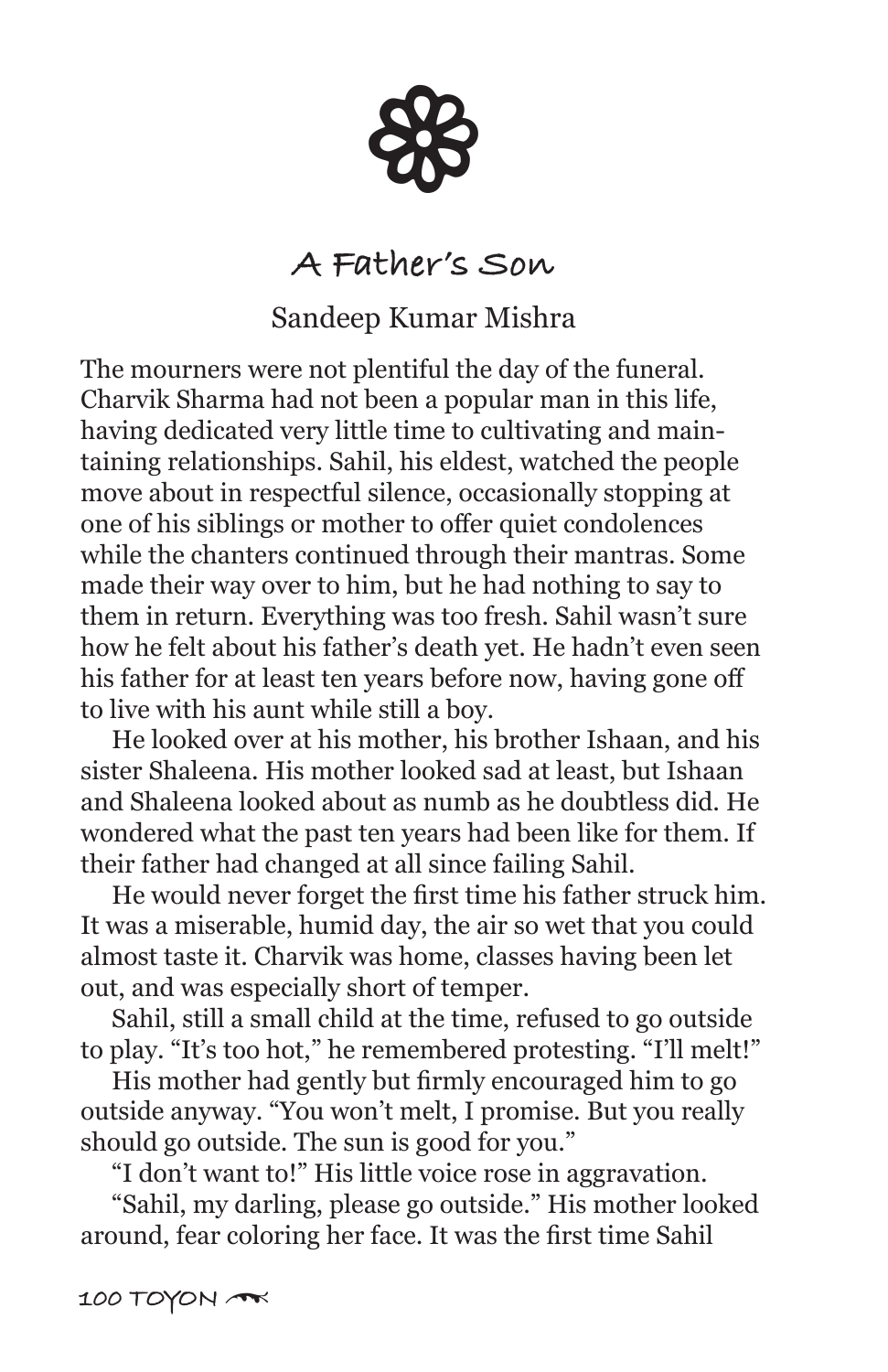## A Father's Son

Sandeep Kumar Mishra

The mourners were not plentiful the day of the funeral. Charvik Sharma had not been a popular man in this life, having dedicated very little time to cultivating and maintaining relationships. Sahil, his eldest, watched the people move about in respectful silence, occasionally stopping at one of his siblings or mother to offer quiet condolences while the chanters continued through their mantras. Some made their way over to him, but he had nothing to say to them in return. Everything was too fresh. Sahil wasn't sure how he felt about his father's death yet. He hadn't even seen his father for at least ten years before now, having gone off to live with his aunt while still a boy.

He looked over at his mother, his brother Ishaan, and his sister Shaleena. His mother looked sad at least, but Ishaan and Shaleena looked about as numb as he doubtless did. He wondered what the past ten years had been like for them. If their father had changed at all since failing Sahil.

He would never forget the first time his father struck him. It was a miserable, humid day, the air so wet that you could almost taste it. Charvik was home, classes having been let out, and was especially short of temper.

Sahil, still a small child at the time, refused to go outside to play. "It's too hot," he remembered protesting. "I'll melt!"

His mother had gently but firmly encouraged him to go outside anyway. "You won't melt, I promise. But you really should go outside. The sun is good for you."

"I don't want to!" His little voice rose in aggravation.

"Sahil, my darling, please go outside." His mother looked around, fear coloring her face. It was the first time Sahil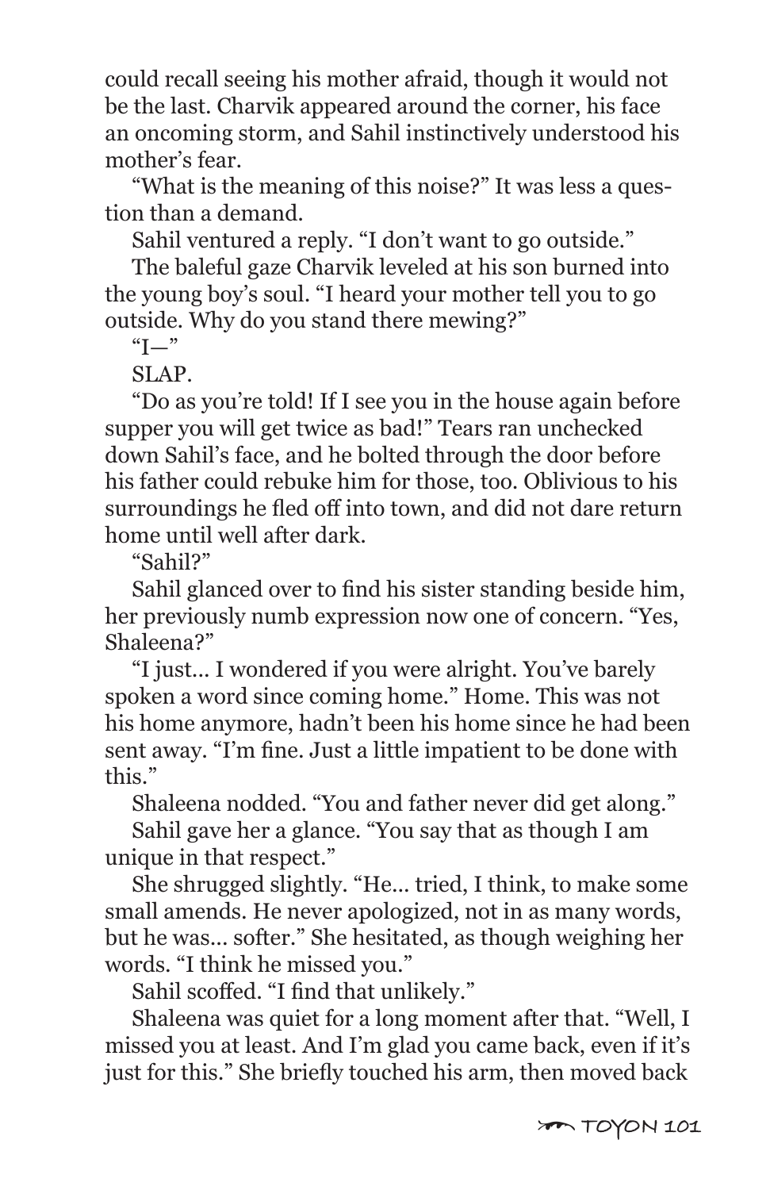could recall seeing his mother afraid, though it would not be the last. Charvik appeared around the corner, his face an oncoming storm, and Sahil instinctively understood his mother's fear.

"What is the meaning of this noise?" It was less a question than a demand.

Sahil ventured a reply. "I don't want to go outside."

The baleful gaze Charvik leveled at his son burned into the young boy's soul. "I heard your mother tell you to go outside. Why do you stand there mewing?"

"I—"

SLAP.

"Do as you're told! If I see you in the house again before supper you will get twice as bad!" Tears ran unchecked down Sahil's face, and he bolted through the door before his father could rebuke him for those, too. Oblivious to his surroundings he fled off into town, and did not dare return home until well after dark.

"Sahil?"

Sahil glanced over to find his sister standing beside him, her previously numb expression now one of concern. "Yes, Shaleena?"

"I just... I wondered if you were alright. You've barely spoken a word since coming home." Home. This was not his home anymore, hadn't been his home since he had been sent away. "I'm fine. Just a little impatient to be done with this."

Shaleena nodded. "You and father never did get along."

Sahil gave her a glance. "You say that as though I am unique in that respect."

She shrugged slightly. "He... tried, I think, to make some small amends. He never apologized, not in as many words, but he was... softer." She hesitated, as though weighing her words. "I think he missed you."

Sahil scoffed. "I find that unlikely."

Shaleena was quiet for a long moment after that. "Well, I missed you at least. And I'm glad you came back, even if it's just for this." She briefly touched his arm, then moved back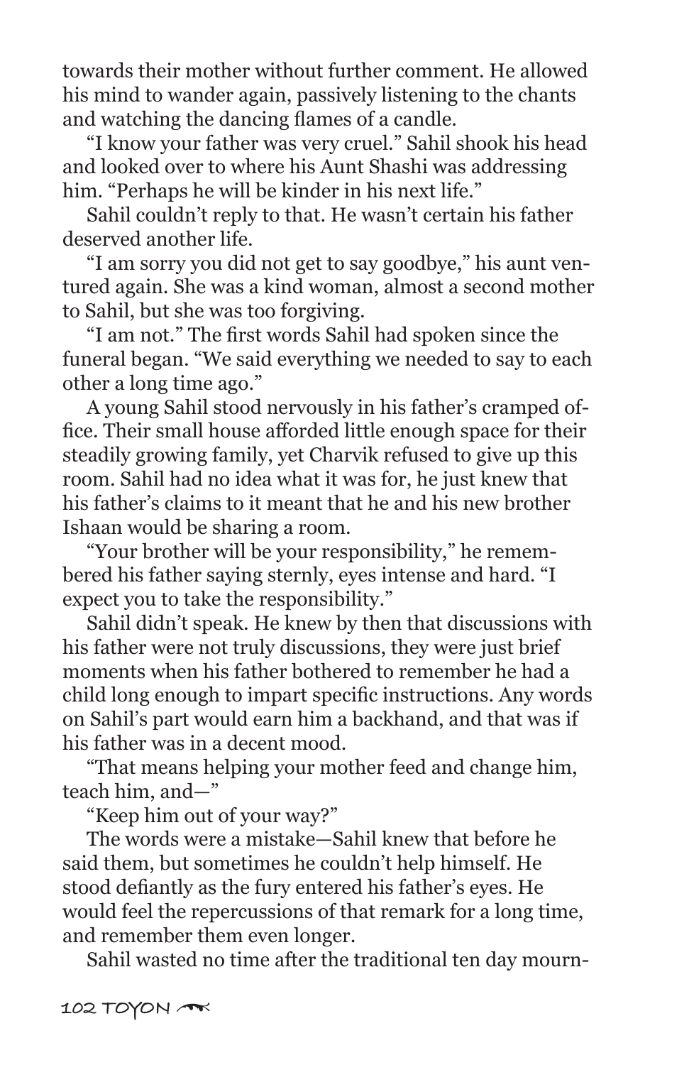towards their mother without further comment. He allowed his mind to wander again, passively listening to the chants and watching the dancing flames of a candle.

"I know your father was very cruel." Sahil shook his head and looked over to where his Aunt Shashi was addressing him. "Perhaps he will be kinder in his next life."

Sahil couldn't reply to that. He wasn't certain his father deserved another life.

"I am sorry you did not get to say goodbye," his aunt ventured again. She was a kind woman, almost a second mother to Sahil, but she was too forgiving.

"I am not." The first words Sahil had spoken since the funeral began. "We said everything we needed to say to each other a long time ago."

A young Sahil stood nervously in his father's cramped office. Their small house afforded little enough space for their steadily growing family, yet Charvik refused to give up this room. Sahil had no idea what it was for, he just knew that his father's claims to it meant that he and his new brother Ishaan would be sharing a room.

"Your brother will be your responsibility," he remembered his father saying sternly, eyes intense and hard. "I expect you to take the responsibility."

Sahil didn't speak. He knew by then that discussions with his father were not truly discussions, they were just brief moments when his father bothered to remember he had a child long enough to impart specific instructions. Any words on Sahil's part would earn him a backhand, and that was if his father was in a decent mood.

"That means helping your mother feed and change him, teach him, and—"

"Keep him out of your way?"

The words were a mistake—Sahil knew that before he said them, but sometimes he couldn't help himself. He stood defiantly as the fury entered his father's eyes. He would feel the repercussions of that remark for a long time, and remember them even longer.

Sahil wasted no time after the traditional ten day mourn-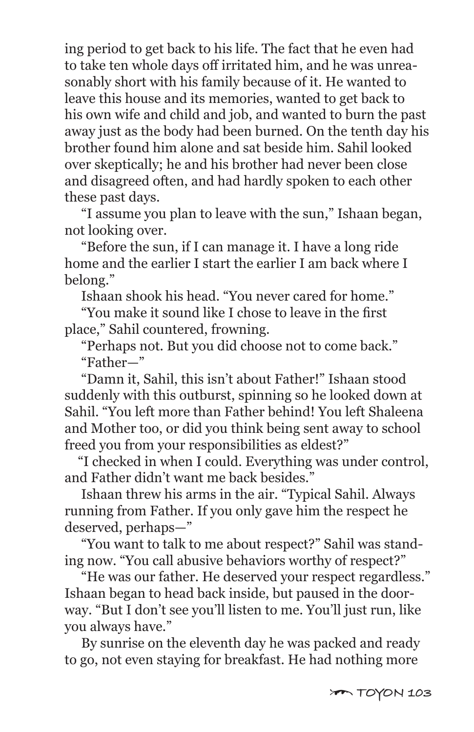ing period to get back to his life. The fact that he even had to take ten whole days off irritated him, and he was unreasonably short with his family because of it. He wanted to leave this house and its memories, wanted to get back to his own wife and child and job, and wanted to burn the past away just as the body had been burned. On the tenth day his brother found him alone and sat beside him. Sahil looked over skeptically; he and his brother had never been close and disagreed often, and had hardly spoken to each other these past days.

"I assume you plan to leave with the sun," Ishaan began, not looking over.

"Before the sun, if I can manage it. I have a long ride home and the earlier I start the earlier I am back where I belong."

Ishaan shook his head. "You never cared for home."

"You make it sound like I chose to leave in the first place," Sahil countered, frowning.

"Perhaps not. But you did choose not to come back."

"Father—"

"Damn it, Sahil, this isn't about Father!" Ishaan stood suddenly with this outburst, spinning so he looked down at Sahil. "You left more than Father behind! You left Shaleena and Mother too, or did you think being sent away to school freed you from your responsibilities as eldest?"

"I checked in when I could. Everything was under control, and Father didn't want me back besides."

Ishaan threw his arms in the air. "Typical Sahil. Always running from Father. If you only gave him the respect he deserved, perhaps—"

"You want to talk to me about respect?" Sahil was standing now. "You call abusive behaviors worthy of respect?"

"He was our father. He deserved your respect regardless." Ishaan began to head back inside, but paused in the doorway. "But I don't see you'll listen to me. You'll just run, like you always have."

By sunrise on the eleventh day he was packed and ready to go, not even staying for breakfast. He had nothing more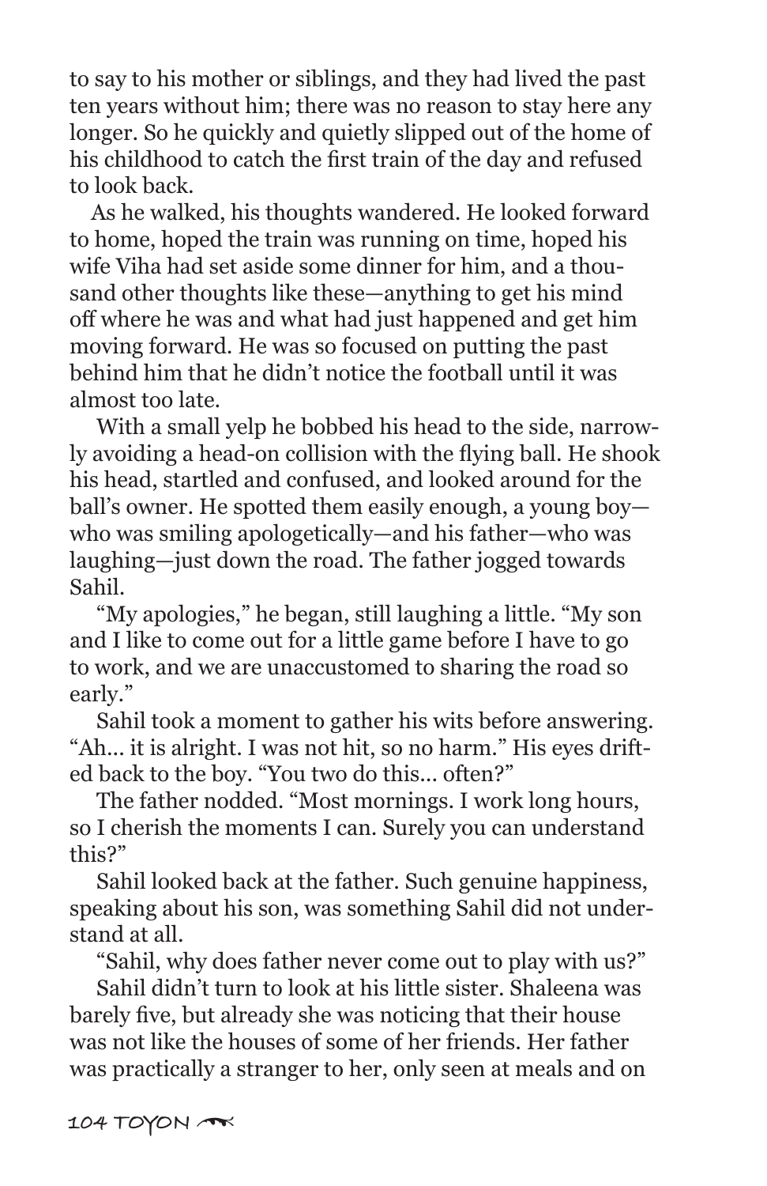to say to his mother or siblings, and they had lived the past ten years without him; there was no reason to stay here any longer. So he quickly and quietly slipped out of the home of his childhood to catch the first train of the day and refused to look back.

As he walked, his thoughts wandered. He looked forward to home, hoped the train was running on time, hoped his wife Viha had set aside some dinner for him, and a thousand other thoughts like these—anything to get his mind off where he was and what had just happened and get him moving forward. He was so focused on putting the past behind him that he didn't notice the football until it was almost too late.

With a small yelp he bobbed his head to the side, narrowly avoiding a head-on collision with the flying ball. He shook his head, startled and confused, and looked around for the ball's owner. He spotted them easily enough, a young boy—who was smiling apologetically—and his father—who was laughing—just down the road. The father jogged towards Sahil.

"My apologies," he began, still laughing a little. "My son and I like to come out for a little game before I have to go to work, and we are unaccustomed to sharing the road so early."

Sahil took a moment to gather his wits before answering. "Ah... it is alright. I was not hit, so no harm." His eyes drifted back to the boy. "You two do this... often?"

The father nodded. "Most mornings. I work long hours, so I cherish the moments I can. Surely you can understand this?"

Sahil looked back at the father. Such genuine happiness, speaking about his son, was something Sahil did not understand at all.

"Sahil, why does father never come out to play with us?"

Sahil didn't turn to look at his little sister. Shaleena was barely five, but already she was noticing that their house was not like the houses of some of her friends. Her father was practically a stranger to her, only seen at meals and on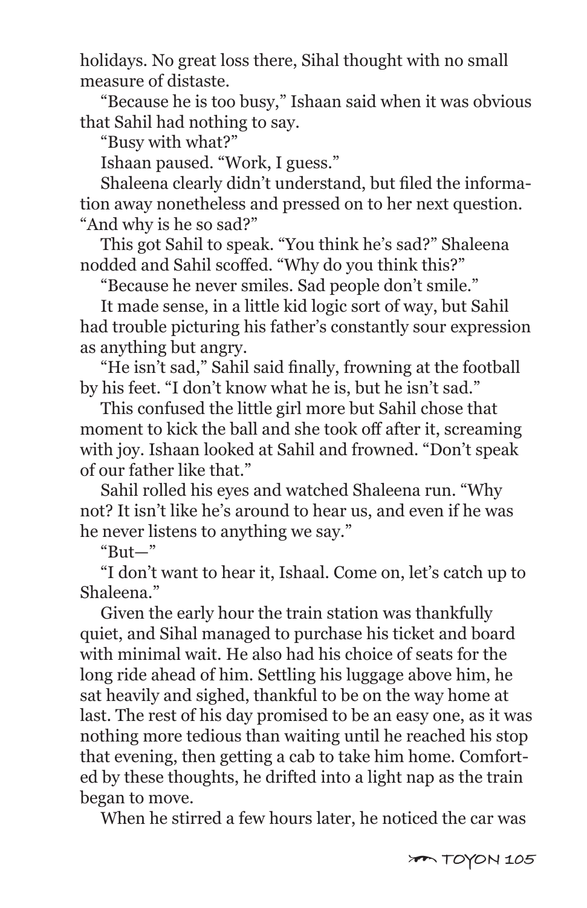holidays. No great loss there, Sihal thought with no small measure of distaste.

"Because he is too busy," Ishaan said when it was obvious that Sahil had nothing to say.

"Busy with what?"

Ishaan paused. "Work, I guess."

Shaleena clearly didn't understand, but filed the information away nonetheless and pressed on to her next question. "And why is he so sad?"

This got Sahil to speak. "You think he's sad?" Shaleena nodded and Sahil scoffed. "Why do you think this?"

"Because he never smiles. Sad people don't smile."

It made sense, in a little kid logic sort of way, but Sahil had trouble picturing his father's constantly sour expression as anything but angry.

"He isn't sad," Sahil said finally, frowning at the football by his feet. "I don't know what he is, but he isn't sad."

This confused the little girl more but Sahil chose that moment to kick the ball and she took off after it, screaming with joy. Ishaan looked at Sahil and frowned. "Don't speak of our father like that."

Sahil rolled his eyes and watched Shaleena run. "Why not? It isn't like he's around to hear us, and even if he was he never listens to anything we say."

"But—"

"I don't want to hear it, Ishaal. Come on, let's catch up to Shaleena."

Given the early hour the train station was thankfully quiet, and Sihal managed to purchase his ticket and board with minimal wait. He also had his choice of seats for the long ride ahead of him. Settling his luggage above him, he sat heavily and sighed, thankful to be on the way home at last. The rest of his day promised to be an easy one, as it was nothing more tedious than waiting until he reached his stop that evening, then getting a cab to take him home. Comforted by these thoughts, he drifted into a light nap as the train began to move.

When he stirred a few hours later, he noticed the car was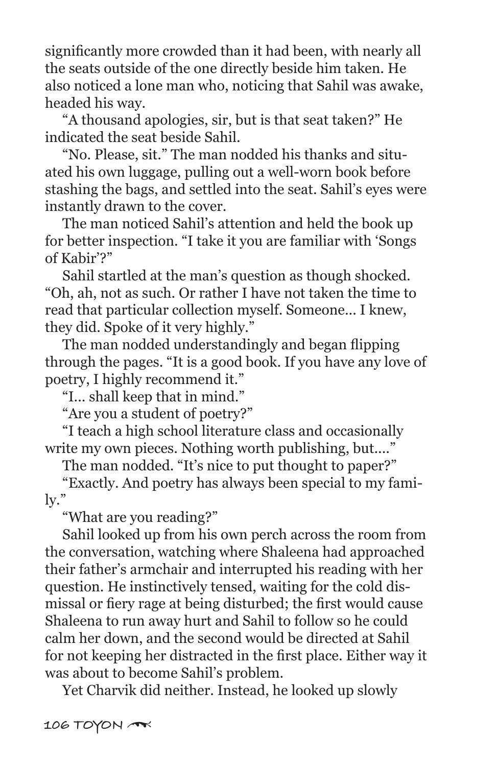significantly more crowded than it had been, with nearly all the seats outside of the one directly beside him taken. He also noticed a lone man who, noticing that Sahil was awake, headed his way.

"A thousand apologies, sir, but is that seat taken?" He indicated the seat beside Sahil.

"No. Please, sit." The man nodded his thanks and situated his own luggage, pulling out a well-worn book before stashing the bags, and settled into the seat. Sahil's eyes were instantly drawn to the cover.

The man noticed Sahil's attention and held the book up for better inspection. "I take it you are familiar with 'Songs of Kabir'?"

Sahil startled at the man's question as though shocked. "Oh, ah, not as such. Or rather I have not taken the time to read that particular collection myself. Someone... I knew, they did. Spoke of it very highly."

The man nodded understandingly and began flipping through the pages. "It is a good book. If you have any love of poetry, I highly recommend it."

"I... shall keep that in mind."

"Are you a student of poetry?"

"I teach a high school literature class and occasionally write my own pieces. Nothing worth publishing, but...."

The man nodded. "It's nice to put thought to paper?"

"Exactly. And poetry has always been special to my family."

"What are you reading?"

Sahil looked up from his own perch across the room from the conversation, watching where Shaleena had approached their father's armchair and interrupted his reading with her question. He instinctively tensed, waiting for the cold dismissal or fiery rage at being disturbed; the first would cause Shaleena to run away hurt and Sahil to follow so he could calm her down, and the second would be directed at Sahil for not keeping her distracted in the first place. Either way it was about to become Sahil's problem.

Yet Charvik did neither. Instead, he looked up slowly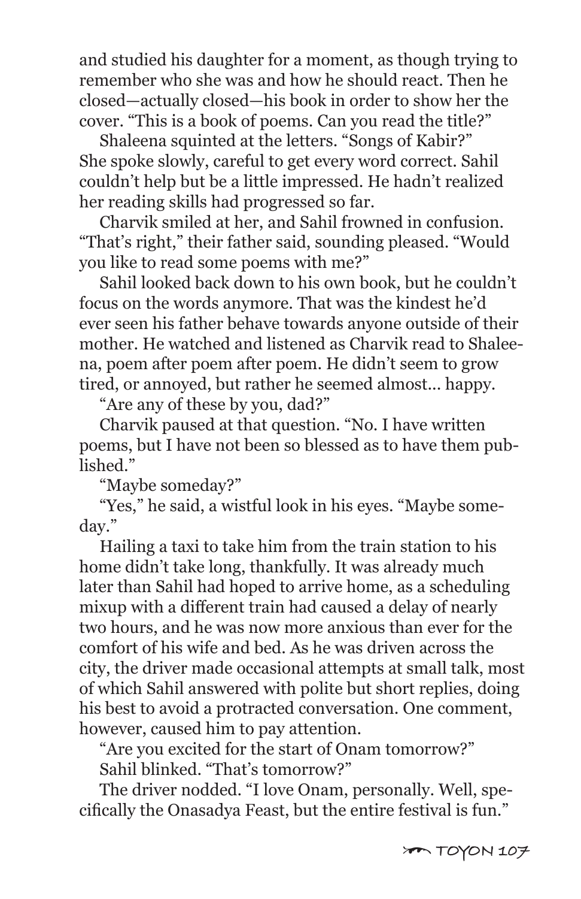and studied his daughter for a moment, as though trying to remember who she was and how he should react. Then he closed—actually closed—his book in order to show her the cover. "This is a book of poems. Can you read the title?"

Shaleena squinted at the letters. "Songs of Kabir?" She spoke slowly, careful to get every word correct. Sahil couldn't help but be a little impressed. He hadn't realized her reading skills had progressed so far.

Charvik smiled at her, and Sahil frowned in confusion. "That's right," their father said, sounding pleased. "Would you like to read some poems with me?"

Sahil looked back down to his own book, but he couldn't focus on the words anymore. That was the kindest he'd ever seen his father behave towards anyone outside of their mother. He watched and listened as Charvik read to Shaleena, poem after poem after poem. He didn't seem to grow tired, or annoyed, but rather he seemed almost... happy.

"Are any of these by you, dad?"

Charvik paused at that question. "No. I have written poems, but I have not been so blessed as to have them published."

"Maybe someday?"

"Yes," he said, a wistful look in his eyes. "Maybe someday."

Hailing a taxi to take him from the train station to his home didn't take long, thankfully. It was already much later than Sahil had hoped to arrive home, as a scheduling mixup with a different train had caused a delay of nearly two hours, and he was now more anxious than ever for the comfort of his wife and bed. As he was driven across the city, the driver made occasional attempts at small talk, most of which Sahil answered with polite but short replies, doing his best to avoid a protracted conversation. One comment, however, caused him to pay attention.

"Are you excited for the start of Onam tomorrow?"

Sahil blinked. "That's tomorrow?"

The driver nodded. "I love Onam, personally. Well, specifically the Onasadya Feast, but the entire festival is fun."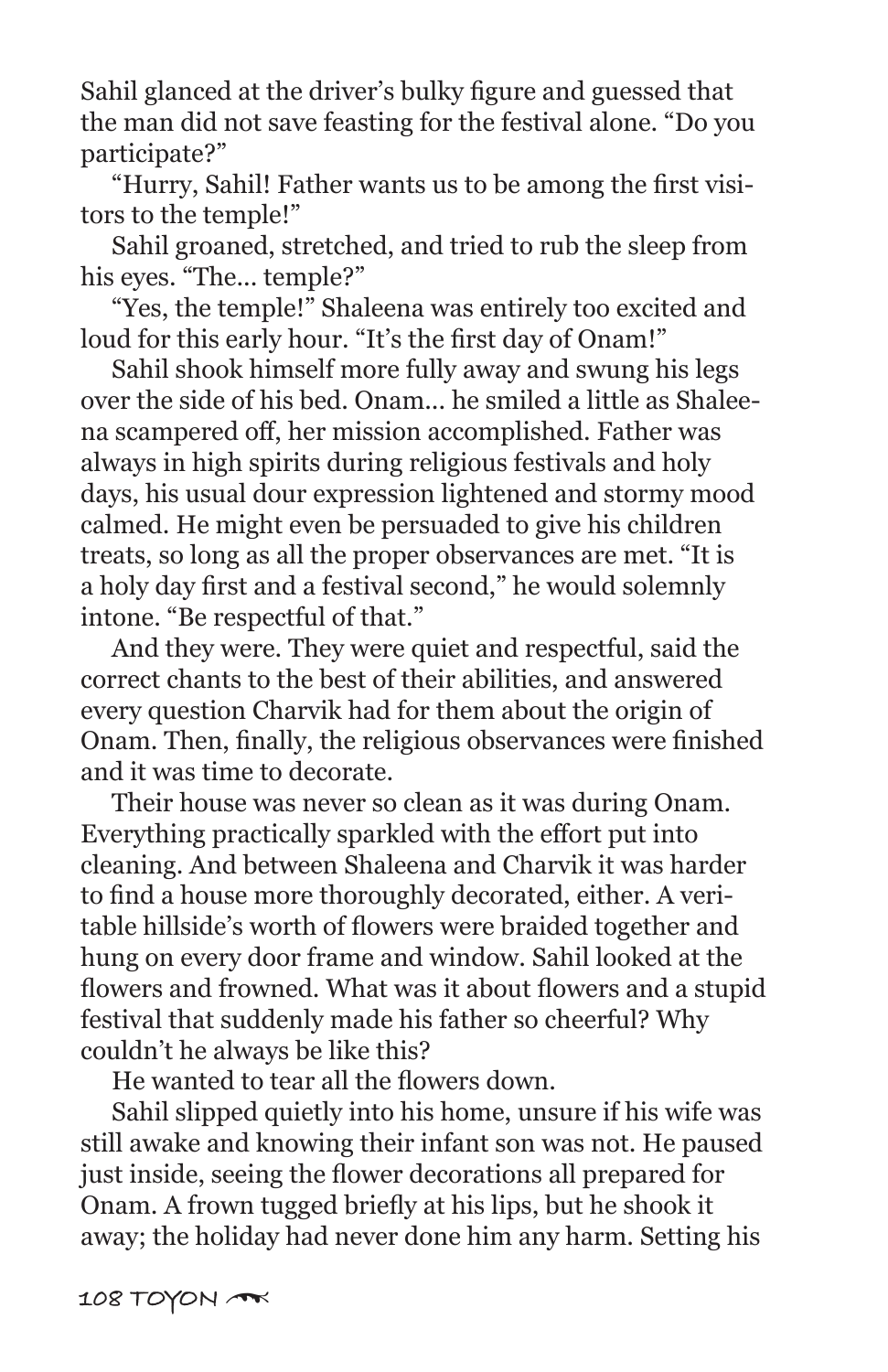Sahil glanced at the driver's bulky figure and guessed that the man did not save feasting for the festival alone. "Do you participate?"

"Hurry, Sahil! Father wants us to be among the first visitors to the temple!"

Sahil groaned, stretched, and tried to rub the sleep from his eyes. "The... temple?"

"Yes, the temple!" Shaleena was entirely too excited and loud for this early hour. "It's the first day of Onam!"

Sahil shook himself more fully away and swung his legs over the side of his bed. Onam... he smiled a little as Shaleena scampered off, her mission accomplished. Father was always in high spirits during religious festivals and holy days, his usual dour expression lightened and stormy mood calmed. He might even be persuaded to give his children treats, so long as all the proper observances are met. "It is a holy day first and a festival second," he would solemnly intone. "Be respectful of that."

And they were. They were quiet and respectful, said the correct chants to the best of their abilities, and answered every question Charvik had for them about the origin of Onam. Then, finally, the religious observances were finished and it was time to decorate.

Their house was never so clean as it was during Onam. Everything practically sparkled with the effort put into cleaning. And between Shaleena and Charvik it was harder to find a house more thoroughly decorated, either. A veritable hillside's worth of flowers were braided together and hung on every door frame and window. Sahil looked at the flowers and frowned. What was it about flowers and a stupid festival that suddenly made his father so cheerful? Why couldn't he always be like this?

He wanted to tear all the flowers down.

Sahil slipped quietly into his home, unsure if his wife was still awake and knowing their infant son was not. He paused just inside, seeing the flower decorations all prepared for Onam. A frown tugged briefly at his lips, but he shook it away; the holiday had never done him any harm. Setting his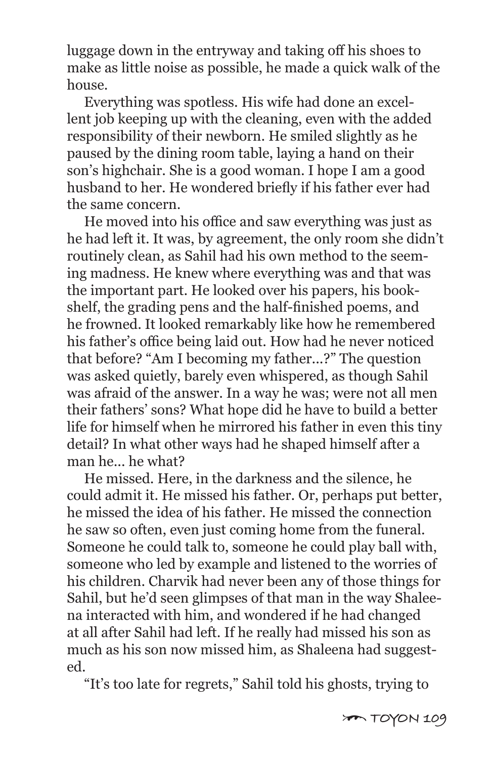luggage down in the entryway and taking off his shoes to make as little noise as possible, he made a quick walk of the house.

Everything was spotless. His wife had done an excellent job keeping up with the cleaning, even with the added responsibility of their newborn. He smiled slightly as he paused by the dining room table, laying a hand on their son's highchair. She is a good woman. I hope I am a good husband to her. He wondered briefly if his father ever had the same concern.

He moved into his office and saw everything was just as he had left it. It was, by agreement, the only room she didn't routinely clean, as Sahil had his own method to the seeming madness. He knew where everything was and that was the important part. He looked over his papers, his bookshelf, the grading pens and the half-finished poems, and he frowned. It looked remarkably like how he remembered his father's office being laid out. How had he never noticed that before? "Am I becoming my father...?" The question was asked quietly, barely even whispered, as though Sahil was afraid of the answer. In a way he was; were not all men their fathers' sons? What hope did he have to build a better life for himself when he mirrored his father in even this tiny detail? In what other ways had he shaped himself after a man he... he what?

He missed. Here, in the darkness and the silence, he could admit it. He missed his father. Or, perhaps put better, he missed the idea of his father. He missed the connection he saw so often, even just coming home from the funeral. Someone he could talk to, someone he could play ball with, someone who led by example and listened to the worries of his children. Charvik had never been any of those things for Sahil, but he'd seen glimpses of that man in the way Shaleena interacted with him, and wondered if he had changed at all after Sahil had left. If he really had missed his son as much as his son now missed him, as Shaleena had suggested.

"It's too late for regrets," Sahil told his ghosts, trying to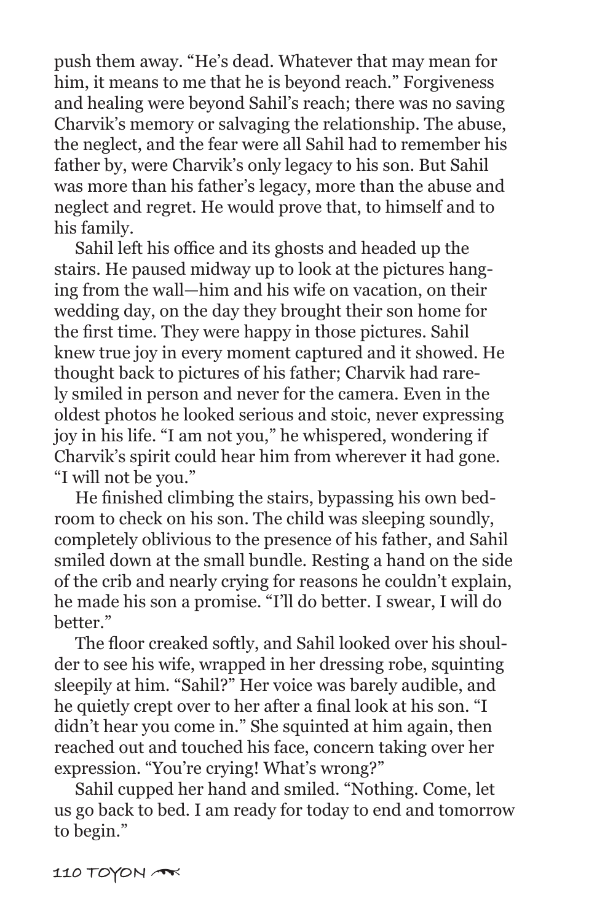push them away. "He's dead. Whatever that may mean for him, it means to me that he is beyond reach." Forgiveness and healing were beyond Sahil's reach; there was no saving Charvik's memory or salvaging the relationship. The abuse, the neglect, and the fear were all Sahil had to remember his father by, were Charvik's only legacy to his son. But Sahil was more than his father's legacy, more than the abuse and neglect and regret. He would prove that, to himself and to his family.

Sahil left his office and its ghosts and headed up the stairs. He paused midway up to look at the pictures hanging from the wall—him and his wife on vacation, on their wedding day, on the day they brought their son home for the first time. They were happy in those pictures. Sahil knew true joy in every moment captured and it showed. He thought back to pictures of his father; Charvik had rarely smiled in person and never for the camera. Even in the oldest photos he looked serious and stoic, never expressing joy in his life. "I am not you," he whispered, wondering if Charvik's spirit could hear him from wherever it had gone. "I will not be you."

He finished climbing the stairs, bypassing his own bedroom to check on his son. The child was sleeping soundly, completely oblivious to the presence of his father, and Sahil smiled down at the small bundle. Resting a hand on the side of the crib and nearly crying for reasons he couldn't explain, he made his son a promise. "I'll do better. I swear, I will do better."

The floor creaked softly, and Sahil looked over his shoulder to see his wife, wrapped in her dressing robe, squinting sleepily at him. "Sahil?" Her voice was barely audible, and he quietly crept over to her after a final look at his son. "I didn't hear you come in." She squinted at him again, then reached out and touched his face, concern taking over her expression. "You're crying! What's wrong?"

Sahil cupped her hand and smiled. "Nothing. Come, let us go back to bed. I am ready for today to end and tomorrow to begin."